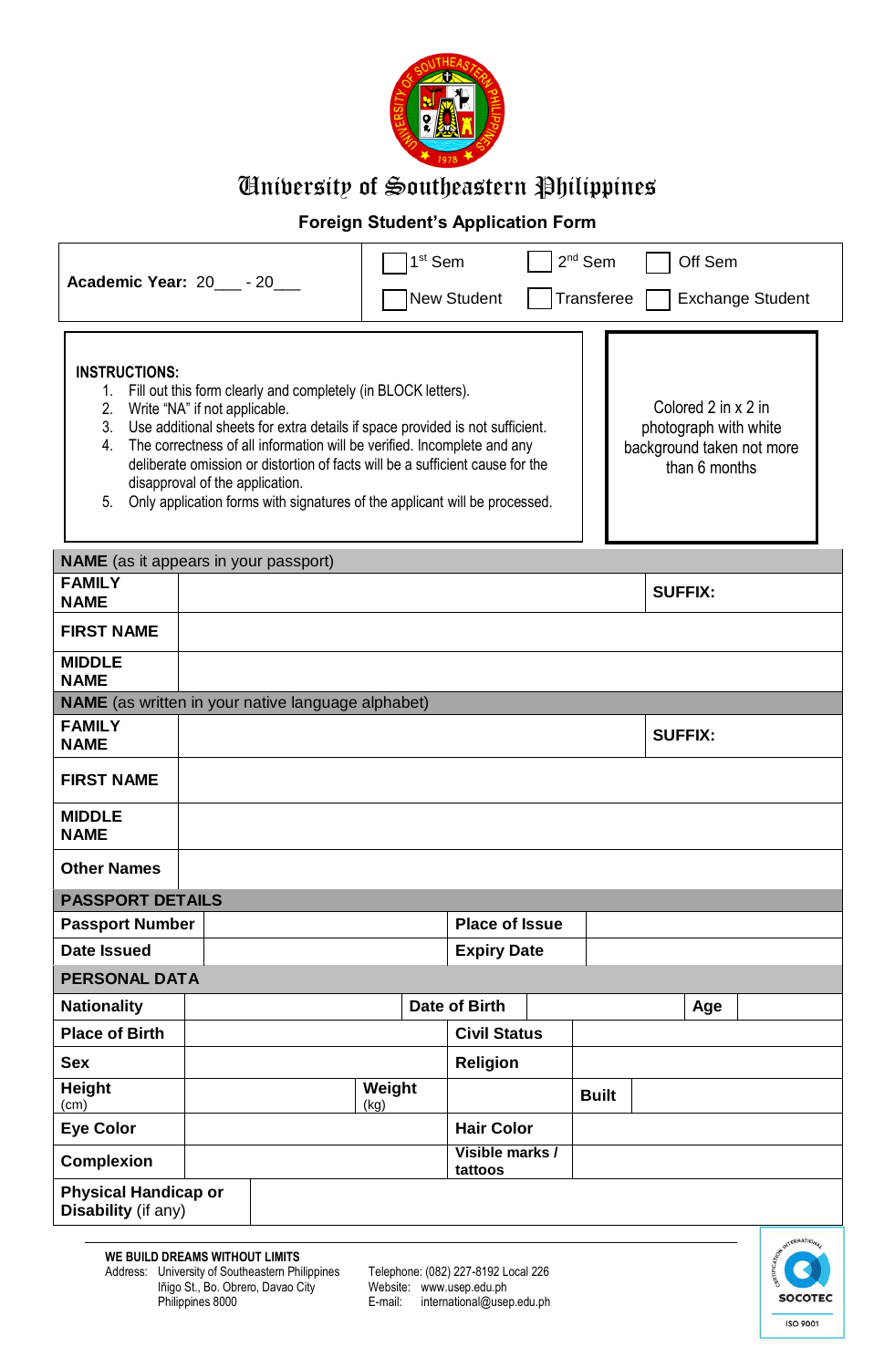# University of Southeastern Philippines

## Foreign Student's Application Form

| Academic Year: 20___ - 20___ | ☐ 1st Sem | ☐ 2nd Sem | ☐ Off Sem |
|---|---|---|---|
| | ☐ New Student | ☐ Transferee | ☐ Exchange Student |

**INSTRUCTIONS:**

1. Fill out this form clearly and completely (in BLOCK letters).
2. Write "NA" if not applicable.
3. Use additional sheets for extra details if space provided is not sufficient.
4. The correctness of all information will be verified. Incomplete and any deliberate omission or distortion of facts will be a sufficient cause for the disapproval of the application.
5. Only application forms with signatures of the applicant will be processed.

Colored 2 in x 2 in photograph with white background taken not more than 6 months

| **NAME** (as it appears in your passport) | | | |
|---|---|---|---|
| **FAMILY NAME** | | **SUFFIX:** | |
| **FIRST NAME** | | | |
| **MIDDLE NAME** | | | |
| **NAME** (as written in your native language alphabet) | | | |
| **FAMILY NAME** | | **SUFFIX:** | |
| **FIRST NAME** | | | |
| **MIDDLE NAME** | | | |
| **Other Names** | | | |

| **PASSPORT DETAILS** | | | |
|---|---|---|---|
| **Passport Number** | | **Place of Issue** | |
| **Date Issued** | | **Expiry Date** | |

| **PERSONAL DATA** | | | | | |
|---|---|---|---|---|---|
| **Nationality** | | **Date of Birth** | | **Age** | |
| **Place of Birth** | | **Civil Status** | | | |
| **Sex** | | **Religion** | | | |
| **Height** (cm) | | **Weight** (kg) | | **Built** | |
| **Eye Color** | | **Hair Color** | | | |
| **Complexion** | | **Visible marks / tattoos** | | | |
| **Physical Handicap or Disability** (if any) | | | | | |

**WE BUILD DREAMS WITHOUT LIMITS**

Address: University of Southeastern Philippines, Iñigo St., Bo. Obrero, Davao City, Philippines 8000

Telephone: (082) 227-8192 Local 226
Website: www.usep.edu.ph
E-mail: international@usep.edu.ph

SOCOTEC ISO 9001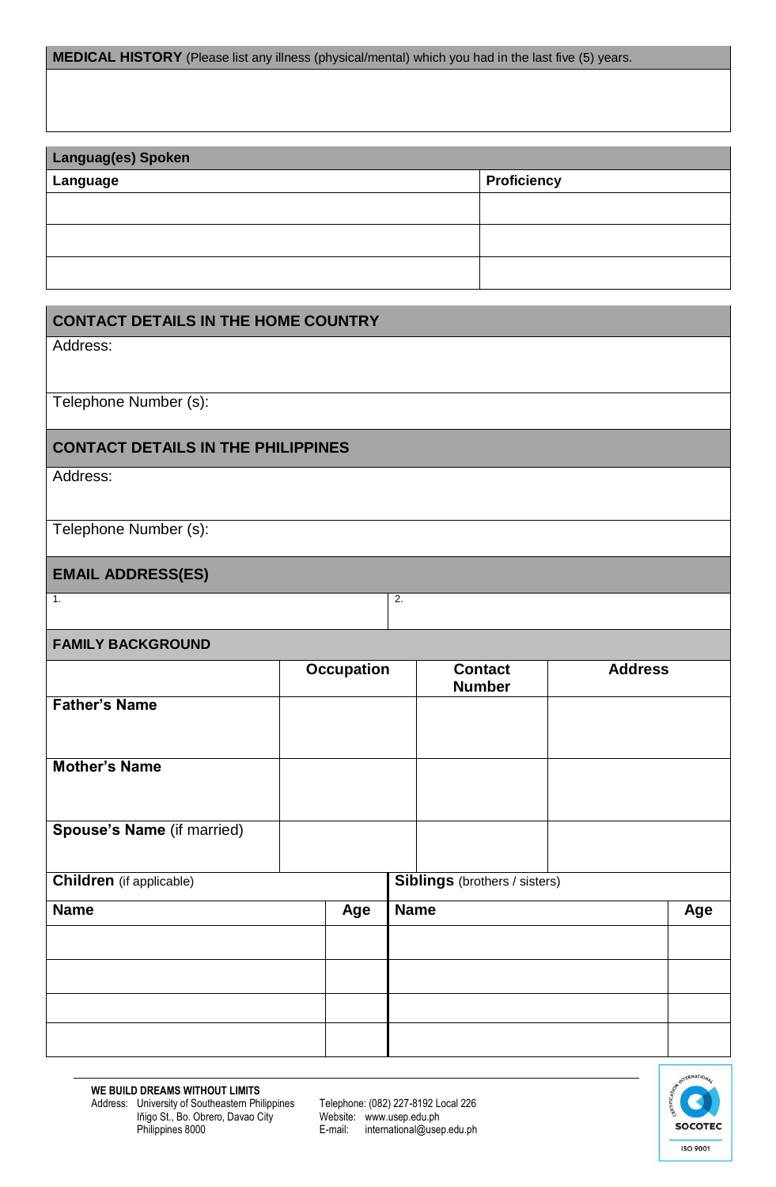**MEDICAL HISTORY** (Please list any illness (physical/mental) which you had in the last five (5) years.

| Languag(es) Spoken | |
|---|---|
| **Language** | **Proficiency** |
| | |
| | |
| | |

## CONTACT DETAILS IN THE HOME COUNTRY

Address:

Telephone Number (s):

## CONTACT DETAILS IN THE PHILIPPINES

Address:

Telephone Number (s):

## EMAIL ADDRESS(ES)

| 1. | 2. |
|---|---|

## FAMILY BACKGROUND

| | Occupation | Contact Number | Address |
|---|---|---|---|
| **Father's Name** | | | |
| **Mother's Name** | | | |
| **Spouse's Name** (if married) | | | |

| **Children** (if applicable) | | **Siblings** (brothers / sisters) | |
|---|---|---|---|
| **Name** | **Age** | **Name** | **Age** |
| | | | |
| | | | |
| | | | |
| | | | |

**WE BUILD DREAMS WITHOUT LIMITS**
Address: University of Southeastern Philippines
Iñigo St., Bo. Obrero, Davao City
Philippines 8000

Telephone: (082) 227-8192 Local 226
Website: www.usep.edu.ph
E-mail: international@usep.edu.ph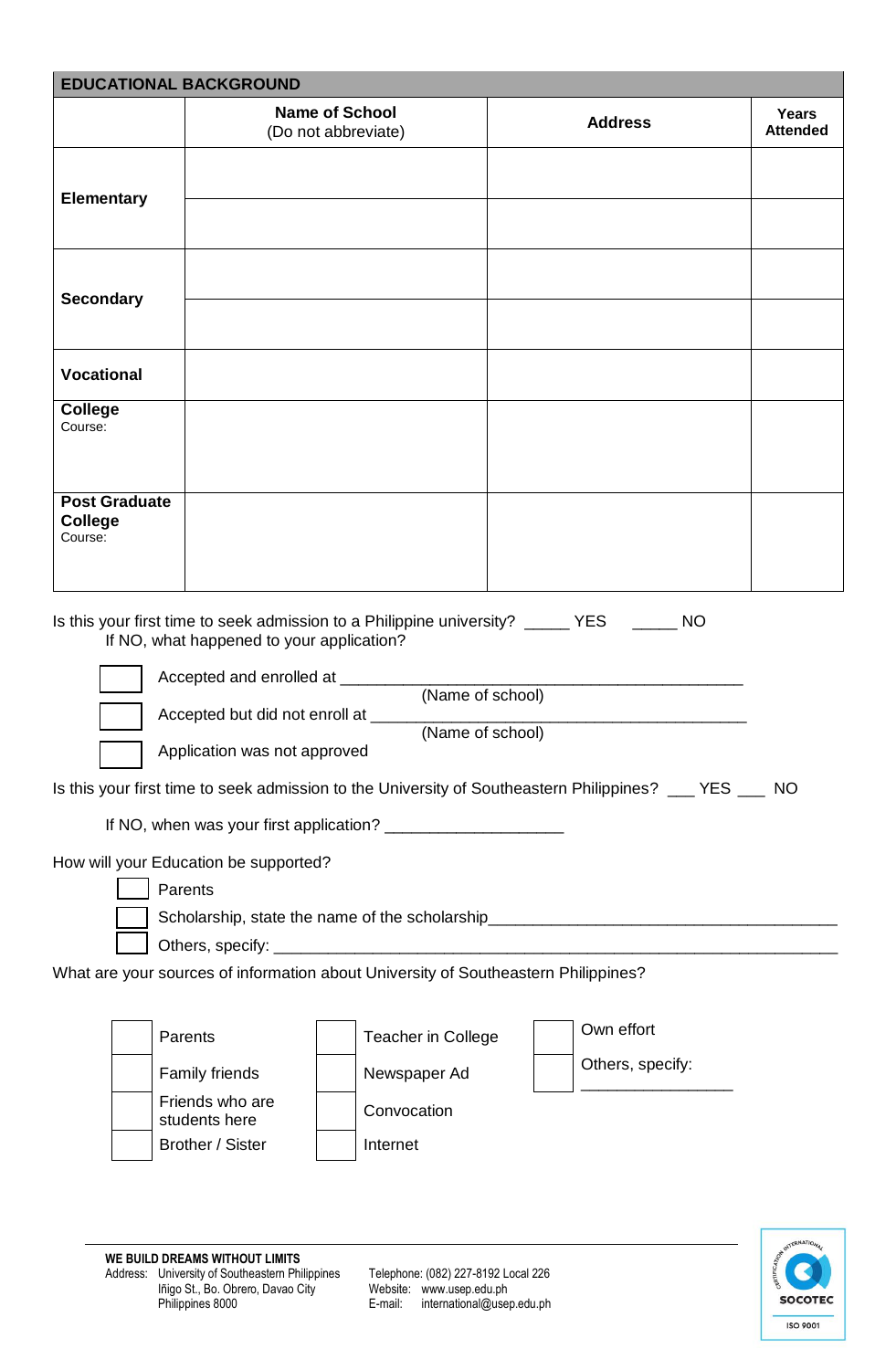| EDUCATIONAL BACKGROUND | | | |
|---|---|---|---|
| | **Name of School** (Do not abbreviate) | **Address** | **Years Attended** |
| **Elementary** | | | |
| | | | |
| **Secondary** | | | |
| | | | |
| **Vocational** | | | |
| **College** Course: | | | |
| **Post Graduate College** Course: | | | |

Is this your first time to seek admission to a Philippine university? _____ YES _____ NO

If NO, what happened to your application?

☐ Accepted and enrolled at ____________________________________________
(Name of school)

☐ Accepted but did not enroll at ________________________________________
(Name of school)

☐ Application was not approved

Is this your first time to seek admission to the University of Southeastern Philippines? ___ YES ___ NO

If NO, when was your first application? ____________________

How will your Education be supported?

☐ Parents

☐ Scholarship, state the name of the scholarship_______________________________________

☐ Others, specify: ______________________________________________________________

What are your sources of information about University of Southeastern Philippines?

| | | | | | |
|---|---|---|---|---|---|
| ☐ | Parents | ☐ | Teacher in College | ☐ | Own effort |
| ☐ | Family friends | ☐ | Newspaper Ad | ☐ | Others, specify: _________________ |
| ☐ | Friends who are students here | ☐ | Convocation | | |
| ☐ | Brother / Sister | ☐ | Internet | | |

**WE BUILD DREAMS WITHOUT LIMITS**

Address: University of Southeastern Philippines
Iñigo St., Bo. Obrero, Davao City
Philippines 8000

Telephone: (082) 227-8192 Local 226
Website: www.usep.edu.ph
E-mail: international@usep.edu.ph

SOCOTEC ISO 9001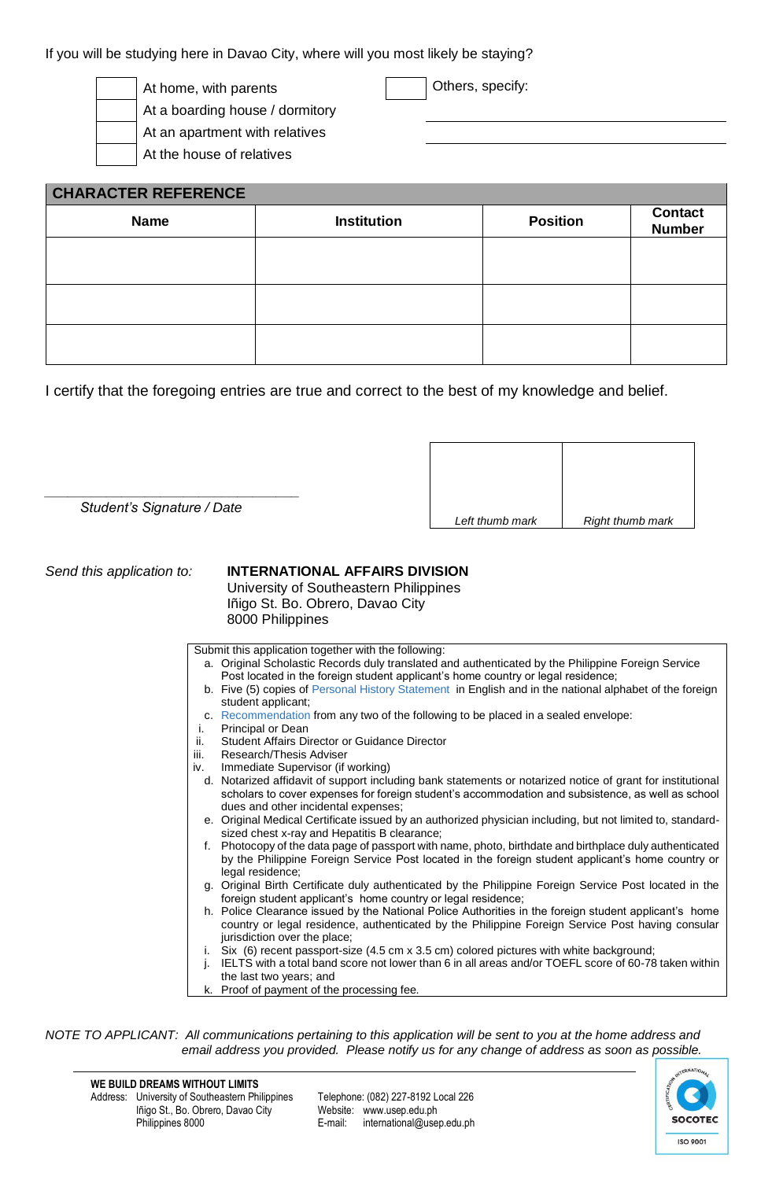If you will be studying here in Davao City, where will you most likely be staying?

- [ ] At home, with parents
- [ ] At a boarding house / dormitory
- [ ] At an apartment with relatives
- [ ] At the house of relatives
- [ ] Others, specify: ______________________________

______________________________

## CHARACTER REFERENCE

| Name | Institution | Position | Contact Number |
|---|---|---|---|
| | | | |
| | | | |
| | | | |

I certify that the foregoing entries are true and correct to the best of my knowledge and belief.

______________________________

*Student's Signature / Date*

| | |
|---|---|
| *Left thumb mark* | *Right thumb mark* |

*Send this application to:* **INTERNATIONAL AFFAIRS DIVISION**
University of Southeastern Philippines
Iñigo St. Bo. Obrero, Davao City
8000 Philippines

Submit this application together with the following:

a. Original Scholastic Records duly translated and authenticated by the Philippine Foreign Service Post located in the foreign student applicant's home country or legal residence;
b. Five (5) copies of Personal History Statement in English and in the national alphabet of the foreign student applicant;
c. Recommendation from any two of the following to be placed in a sealed envelope:
   i. Principal or Dean
   ii. Student Affairs Director or Guidance Director
   iii. Research/Thesis Adviser
   iv. Immediate Supervisor (if working)
d. Notarized affidavit of support including bank statements or notarized notice of grant for institutional scholars to cover expenses for foreign student's accommodation and subsistence, as well as school dues and other incidental expenses;
e. Original Medical Certificate issued by an authorized physician including, but not limited to, standard-sized chest x-ray and Hepatitis B clearance;
f. Photocopy of the data page of passport with name, photo, birthdate and birthplace duly authenticated by the Philippine Foreign Service Post located in the foreign student applicant's home country or legal residence;
g. Original Birth Certificate duly authenticated by the Philippine Foreign Service Post located in the foreign student applicant's home country or legal residence;
h. Police Clearance issued by the National Police Authorities in the foreign student applicant's home country or legal residence, authenticated by the Philippine Foreign Service Post having consular jurisdiction over the place;
i. Six (6) recent passport-size (4.5 cm x 3.5 cm) colored pictures with white background;
j. IELTS with a total band score not lower than 6 in all areas and/or TOEFL score of 60-78 taken within the last two years; and
k. Proof of payment of the processing fee.

*NOTE TO APPLICANT: All communications pertaining to this application will be sent to you at the home address and email address you provided. Please notify us for any change of address as soon as possible.*

**WE BUILD DREAMS WITHOUT LIMITS**
Address: University of Southeastern Philippines
Iñigo St., Bo. Obrero, Davao City
Philippines 8000

Telephone: (082) 227-8192 Local 226
Website: www.usep.edu.ph
E-mail: international@usep.edu.ph

SOCOTEC ISO 9001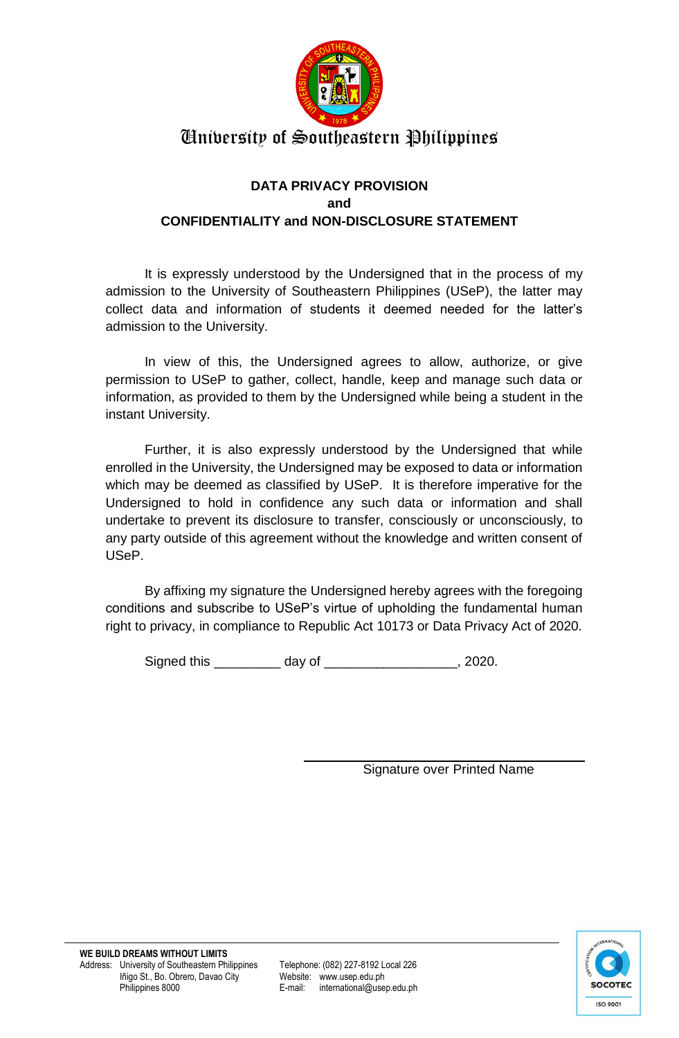University of Southeastern Philippines

## DATA PRIVACY PROVISION
## and
## CONFIDENTIALITY and NON-DISCLOSURE STATEMENT

It is expressly understood by the Undersigned that in the process of my admission to the University of Southeastern Philippines (USeP), the latter may collect data and information of students it deemed needed for the latter's admission to the University.

In view of this, the Undersigned agrees to allow, authorize, or give permission to USeP to gather, collect, handle, keep and manage such data or information, as provided to them by the Undersigned while being a student in the instant University.

Further, it is also expressly understood by the Undersigned that while enrolled in the University, the Undersigned may be exposed to data or information which may be deemed as classified by USeP. It is therefore imperative for the Undersigned to hold in confidence any such data or information and shall undertake to prevent its disclosure to transfer, consciously or unconsciously, to any party outside of this agreement without the knowledge and written consent of USeP.

By affixing my signature the Undersigned hereby agrees with the foregoing conditions and subscribe to USeP's virtue of upholding the fundamental human right to privacy, in compliance to Republic Act 10173 or Data Privacy Act of 2020.

Signed this _________ day of __________________, 2020.

_______________________________

Signature over Printed Name

**WE BUILD DREAMS WITHOUT LIMITS**
Address: University of Southeastern Philippines, Iñigo St., Bo. Obrero, Davao City, Philippines 8000
Telephone: (082) 227-8192 Local 226
Website: www.usep.edu.ph
E-mail: international@usep.edu.ph